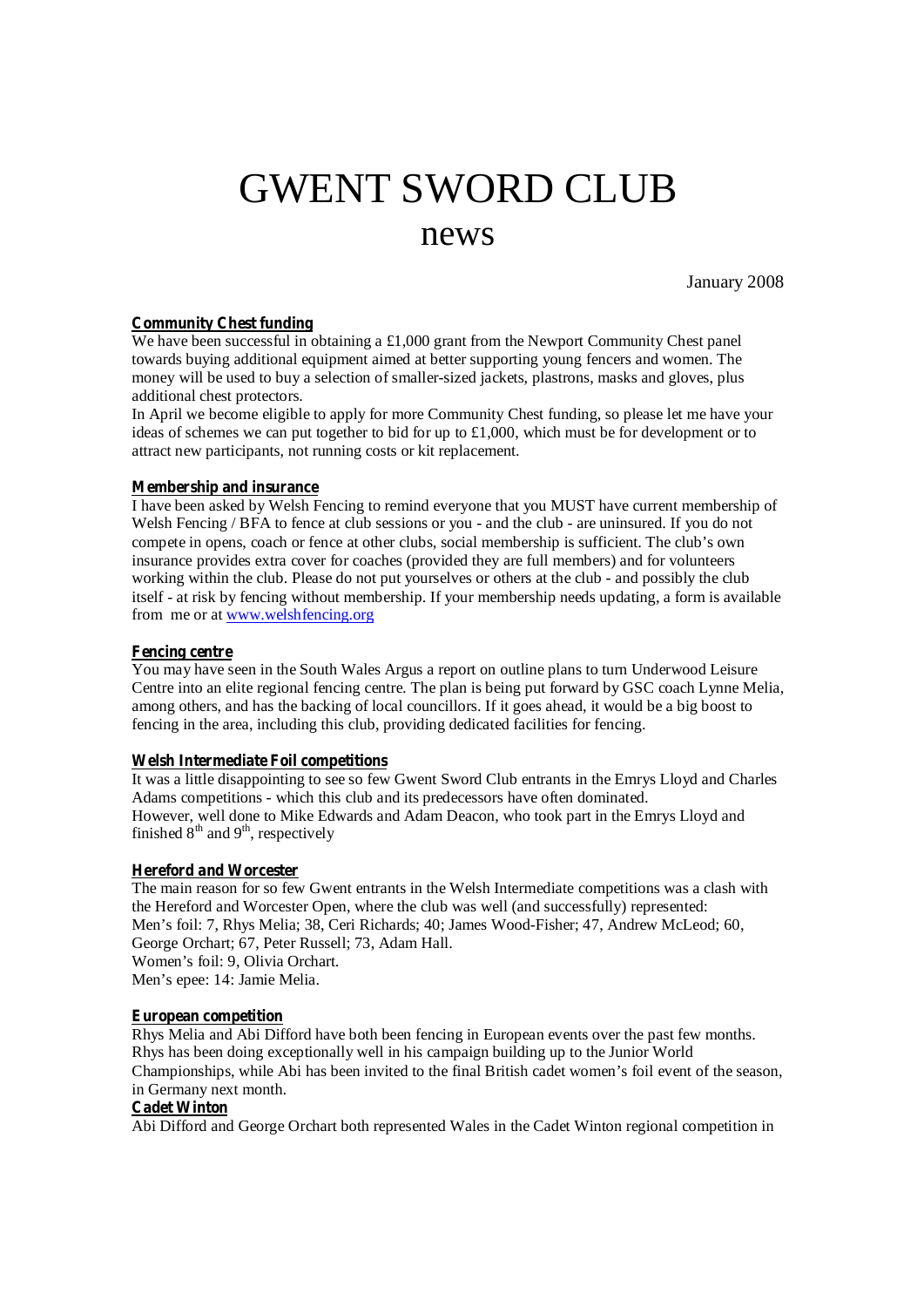# GWENT SWORD CLUB

## news

January 2008

**Community Chest funding**

We have been successful in obtaining a £1,000 grant from the Newport Community Chest panel towards buying additional equipment aimed at better supporting young fencers and women. The money will be used to buy a selection of smaller-sized jackets, plastrons, masks and gloves, plus additional chest protectors.

In April we become eligible to apply for more Community Chest funding, so please let me have your ideas of schemes we can put together to bid for up to £1,000, which must be for development or to attract new participants, not running costs or kit replacement.

**Membership and insurance**

I have been asked by Welsh Fencing to remind everyone that you MUST have current membership of Welsh Fencing / BFA to fence at club sessions or you - and the club - are uninsured. If you do not compete in opens, coach or fence at other clubs, social membership is sufficient. The club's own insurance provides extra cover for coaches (provided they are full members) and for volunteers working within the club. Please do not put yourselves or others at the club - and possibly the club itself - at risk by fencing without membership. If your membership needs updating, a form is available from me or at [www.welshfencing.org](http://www.welshfencing.org)

**Fencing centre**

You may have seen in the South Wales Argus a report on outline plans to turn Underwood Leisure Centre into an elite regional fencing centre. The plan is being put forward by GSC coach Lynne Melia, among others, and has the backing of local councillors. If it goes ahead, it would be a big boost to fencing in the area, including this club, providing dedicated facilities for fencing.

**Welsh Intermediate Foil competitions**

It was a little disappointing to see so few Gwent Sword Club entrants in the Emrys Lloyd and Charles Adams competitions - which this club and its predecessors have often dominated.

However, well done to Mike Edwards and Adam Deacon, who took part in the Emrys Lloyd and finished 8th and 9th, respectively

**Hereford and Worcester**

The main reason for so few Gwent entrants in the Welsh Intermediate competitions was a clash with the Hereford and Worcester Open, where the club was well (and successfully) represented:

Men's foil: 7, Rhys Melia; 38, Ceri Richards; 40; James Wood-Fisher; 47, Andrew McLeod; 60, George Orchart; 67, Peter Russell; 73, Adam Hall.

Women's foil: 9, Olivia Orchart.

Men's epee: 14: Jamie Melia.

**European competition**

Rhys Melia and Abi Difford have both been fencing in European events over the past few months. Rhys has been doing exceptionally well in his campaign building up to the Junior World Championships, while Abi has been invited to the final British cadet women's foil event of the season, in Germany next month.

**Cadet Winton**

Abi Difford and George Orchart both represented Wales in the Cadet Winton regional competition in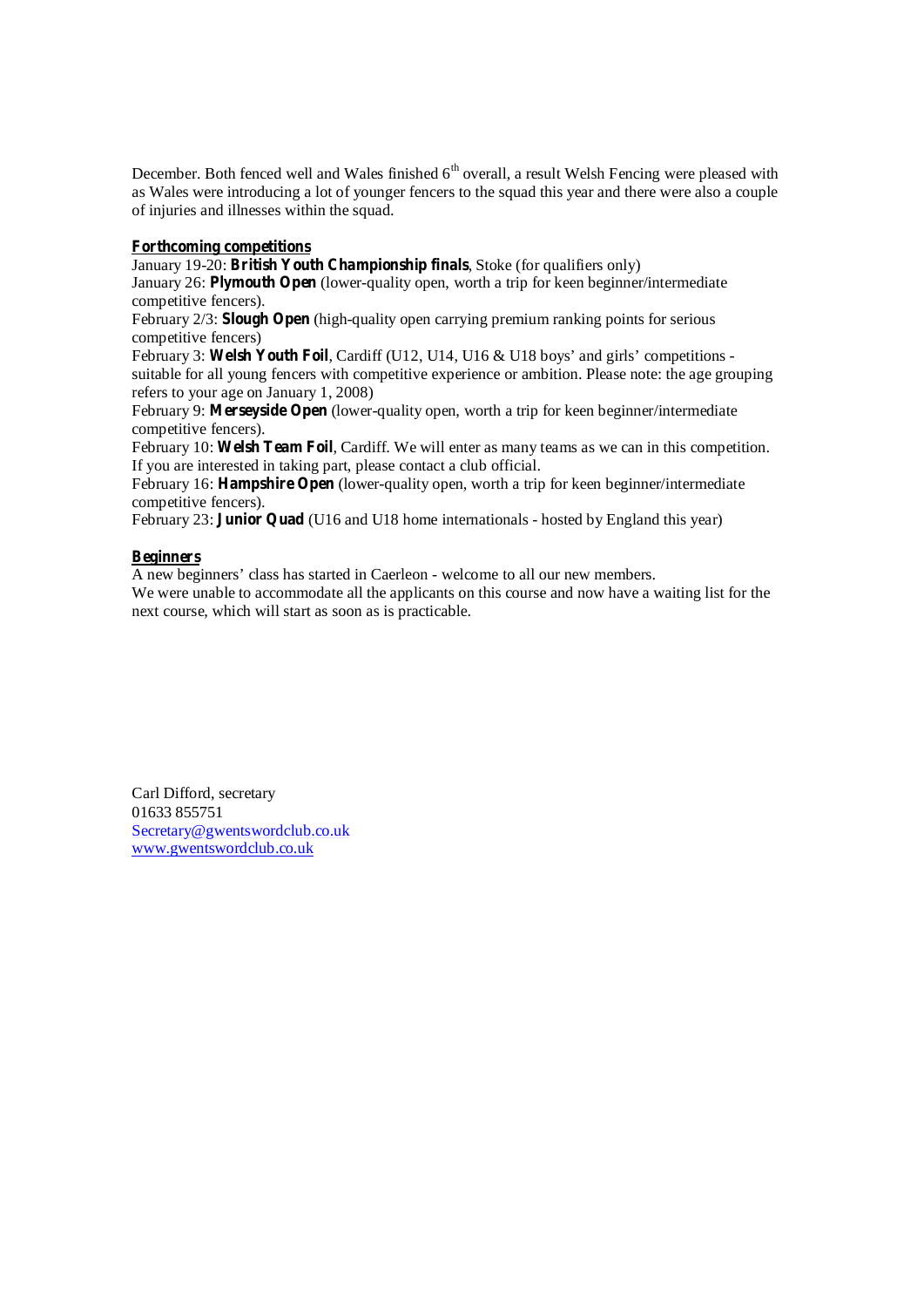December. Both fenced well and Wales finished 6th overall, a result Welsh Fencing were pleased with as Wales were introducing a lot of younger fencers to the squad this year and there were also a couple of injuries and illnesses within the squad.

**Forthcoming competitions**

January 19-20: **British Youth Championship finals**, Stoke (for qualifiers only)
January 26: **Plymouth Open** (lower-quality open, worth a trip for keen beginner/intermediate competitive fencers).
February 2/3: **Slough Open** (high-quality open carrying premium ranking points for serious competitive fencers)
February 3: **Welsh Youth Foil**, Cardiff (U12, U14, U16 & U18 boys' and girls' competitions - suitable for all young fencers with competitive experience or ambition. Please note: the age grouping refers to your age on January 1, 2008)
February 9: **Merseyside Open** (lower-quality open, worth a trip for keen beginner/intermediate competitive fencers).
February 10: **Welsh Team Foil**, Cardiff. We will enter as many teams as we can in this competition. If you are interested in taking part, please contact a club official.
February 16: **Hampshire Open** (lower-quality open, worth a trip for keen beginner/intermediate competitive fencers).
February 23: **Junior Quad** (U16 and U18 home internationals - hosted by England this year)

**Beginners**

A new beginners' class has started in Caerleon - welcome to all our new members.
We were unable to accommodate all the applicants on this course and now have a waiting list for the next course, which will start as soon as is practicable.

Carl Difford, secretary
01633 855751
Secretary@gwentswordclub.co.uk
www.gwentswordclub.co.uk